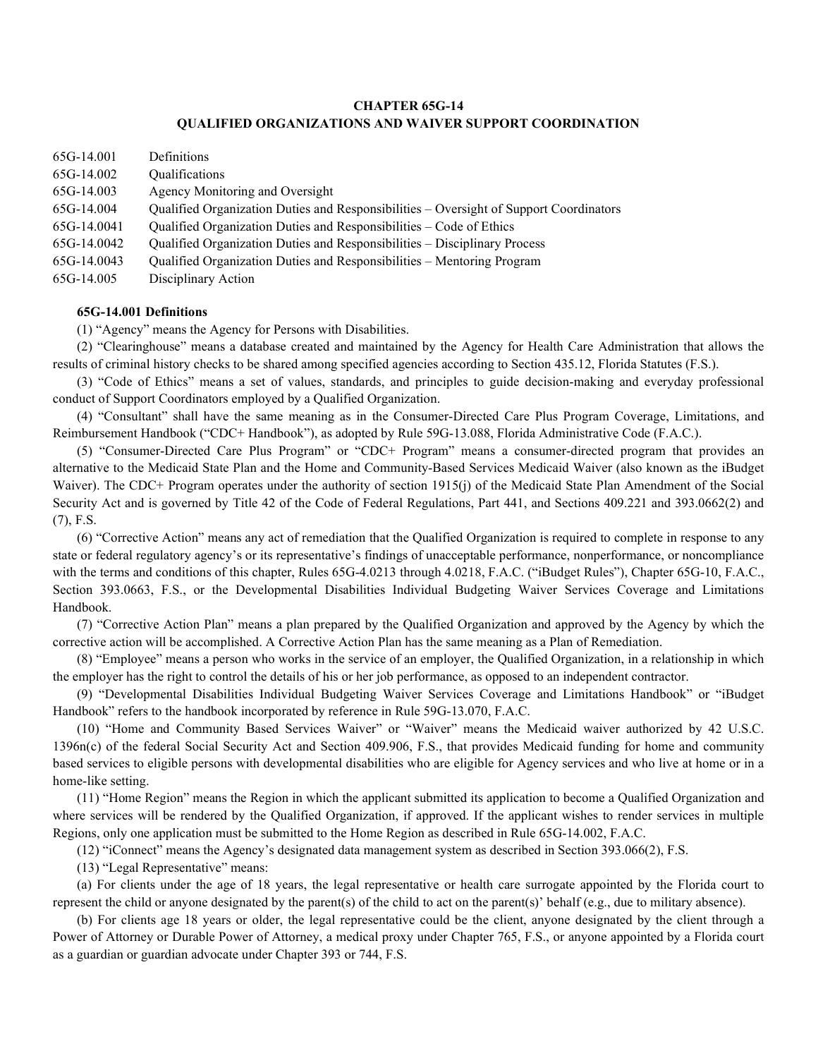# CHAPTER 65G-14
## QUALIFIED ORGANIZATIONS AND WAIVER SUPPORT COORDINATION

| | |
|---|---|
| 65G-14.001 | Definitions |
| 65G-14.002 | Qualifications |
| 65G-14.003 | Agency Monitoring and Oversight |
| 65G-14.004 | Qualified Organization Duties and Responsibilities – Oversight of Support Coordinators |
| 65G-14.0041 | Qualified Organization Duties and Responsibilities – Code of Ethics |
| 65G-14.0042 | Qualified Organization Duties and Responsibilities – Disciplinary Process |
| 65G-14.0043 | Qualified Organization Duties and Responsibilities – Mentoring Program |
| 65G-14.005 | Disciplinary Action |

**65G-14.001 Definitions**

(1) "Agency" means the Agency for Persons with Disabilities.

(2) "Clearinghouse" means a database created and maintained by the Agency for Health Care Administration that allows the results of criminal history checks to be shared among specified agencies according to Section 435.12, Florida Statutes (F.S.).

(3) "Code of Ethics" means a set of values, standards, and principles to guide decision-making and everyday professional conduct of Support Coordinators employed by a Qualified Organization.

(4) "Consultant" shall have the same meaning as in the Consumer-Directed Care Plus Program Coverage, Limitations, and Reimbursement Handbook ("CDC+ Handbook"), as adopted by Rule 59G-13.088, Florida Administrative Code (F.A.C.).

(5) "Consumer-Directed Care Plus Program" or "CDC+ Program" means a consumer-directed program that provides an alternative to the Medicaid State Plan and the Home and Community-Based Services Medicaid Waiver (also known as the iBudget Waiver). The CDC+ Program operates under the authority of section 1915(j) of the Medicaid State Plan Amendment of the Social Security Act and is governed by Title 42 of the Code of Federal Regulations, Part 441, and Sections 409.221 and 393.0662(2) and (7), F.S.

(6) "Corrective Action" means any act of remediation that the Qualified Organization is required to complete in response to any state or federal regulatory agency's or its representative's findings of unacceptable performance, nonperformance, or noncompliance with the terms and conditions of this chapter, Rules 65G-4.0213 through 4.0218, F.A.C. ("iBudget Rules"), Chapter 65G-10, F.A.C., Section 393.0663, F.S., or the Developmental Disabilities Individual Budgeting Waiver Services Coverage and Limitations Handbook.

(7) "Corrective Action Plan" means a plan prepared by the Qualified Organization and approved by the Agency by which the corrective action will be accomplished. A Corrective Action Plan has the same meaning as a Plan of Remediation.

(8) "Employee" means a person who works in the service of an employer, the Qualified Organization, in a relationship in which the employer has the right to control the details of his or her job performance, as opposed to an independent contractor.

(9) "Developmental Disabilities Individual Budgeting Waiver Services Coverage and Limitations Handbook" or "iBudget Handbook" refers to the handbook incorporated by reference in Rule 59G-13.070, F.A.C.

(10) "Home and Community Based Services Waiver" or "Waiver" means the Medicaid waiver authorized by 42 U.S.C. 1396n(c) of the federal Social Security Act and Section 409.906, F.S., that provides Medicaid funding for home and community based services to eligible persons with developmental disabilities who are eligible for Agency services and who live at home or in a home-like setting.

(11) "Home Region" means the Region in which the applicant submitted its application to become a Qualified Organization and where services will be rendered by the Qualified Organization, if approved. If the applicant wishes to render services in multiple Regions, only one application must be submitted to the Home Region as described in Rule 65G-14.002, F.A.C.

(12) "iConnect" means the Agency's designated data management system as described in Section 393.066(2), F.S.

(13) "Legal Representative" means:

(a) For clients under the age of 18 years, the legal representative or health care surrogate appointed by the Florida court to represent the child or anyone designated by the parent(s) of the child to act on the parent(s)' behalf (e.g., due to military absence).

(b) For clients age 18 years or older, the legal representative could be the client, anyone designated by the client through a Power of Attorney or Durable Power of Attorney, a medical proxy under Chapter 765, F.S., or anyone appointed by a Florida court as a guardian or guardian advocate under Chapter 393 or 744, F.S.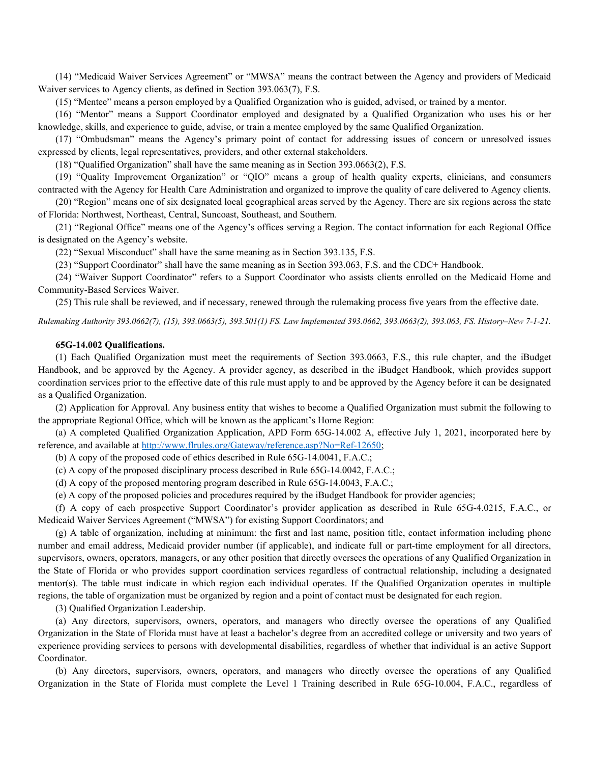(14) "Medicaid Waiver Services Agreement" or "MWSA" means the contract between the Agency and providers of Medicaid Waiver services to Agency clients, as defined in Section 393.063(7), F.S.

(15) "Mentee" means a person employed by a Qualified Organization who is guided, advised, or trained by a mentor.

(16) "Mentor" means a Support Coordinator employed and designated by a Qualified Organization who uses his or her knowledge, skills, and experience to guide, advise, or train a mentee employed by the same Qualified Organization.

(17) "Ombudsman" means the Agency's primary point of contact for addressing issues of concern or unresolved issues expressed by clients, legal representatives, providers, and other external stakeholders.

(18) "Qualified Organization" shall have the same meaning as in Section 393.0663(2), F.S.

(19) "Quality Improvement Organization" or "QIO" means a group of health quality experts, clinicians, and consumers contracted with the Agency for Health Care Administration and organized to improve the quality of care delivered to Agency clients.

(20) "Region" means one of six designated local geographical areas served by the Agency. There are six regions across the state of Florida: Northwest, Northeast, Central, Suncoast, Southeast, and Southern.

(21) "Regional Office" means one of the Agency's offices serving a Region. The contact information for each Regional Office is designated on the Agency's website.

(22) "Sexual Misconduct" shall have the same meaning as in Section 393.135, F.S.

(23) "Support Coordinator" shall have the same meaning as in Section 393.063, F.S. and the CDC+ Handbook.

(24) "Waiver Support Coordinator" refers to a Support Coordinator who assists clients enrolled on the Medicaid Home and Community-Based Services Waiver.

(25) This rule shall be reviewed, and if necessary, renewed through the rulemaking process five years from the effective date.

*Rulemaking Authority 393.0662(7), (15), 393.0663(5), 393.501(1) FS. Law Implemented 393.0662, 393.0663(2), 393.063, FS. History–New 7-1-21.*

**65G-14.002 Qualifications.**

(1) Each Qualified Organization must meet the requirements of Section 393.0663, F.S., this rule chapter, and the iBudget Handbook, and be approved by the Agency. A provider agency, as described in the iBudget Handbook, which provides support coordination services prior to the effective date of this rule must apply to and be approved by the Agency before it can be designated as a Qualified Organization.

(2) Application for Approval. Any business entity that wishes to become a Qualified Organization must submit the following to the appropriate Regional Office, which will be known as the applicant's Home Region:

(a) A completed Qualified Organization Application, APD Form 65G-14.002 A, effective July 1, 2021, incorporated here by reference, and available at http://www.flrules.org/Gateway/reference.asp?No=Ref-12650;

(b) A copy of the proposed code of ethics described in Rule 65G-14.0041, F.A.C.;

(c) A copy of the proposed disciplinary process described in Rule 65G-14.0042, F.A.C.;

(d) A copy of the proposed mentoring program described in Rule 65G-14.0043, F.A.C.;

(e) A copy of the proposed policies and procedures required by the iBudget Handbook for provider agencies;

(f) A copy of each prospective Support Coordinator's provider application as described in Rule 65G-4.0215, F.A.C., or Medicaid Waiver Services Agreement ("MWSA") for existing Support Coordinators; and

(g) A table of organization, including at minimum: the first and last name, position title, contact information including phone number and email address, Medicaid provider number (if applicable), and indicate full or part-time employment for all directors, supervisors, owners, operators, managers, or any other position that directly oversees the operations of any Qualified Organization in the State of Florida or who provides support coordination services regardless of contractual relationship, including a designated mentor(s). The table must indicate in which region each individual operates. If the Qualified Organization operates in multiple regions, the table of organization must be organized by region and a point of contact must be designated for each region.

(3) Qualified Organization Leadership.

(a) Any directors, supervisors, owners, operators, and managers who directly oversee the operations of any Qualified Organization in the State of Florida must have at least a bachelor's degree from an accredited college or university and two years of experience providing services to persons with developmental disabilities, regardless of whether that individual is an active Support Coordinator.

(b) Any directors, supervisors, owners, operators, and managers who directly oversee the operations of any Qualified Organization in the State of Florida must complete the Level 1 Training described in Rule 65G-10.004, F.A.C., regardless of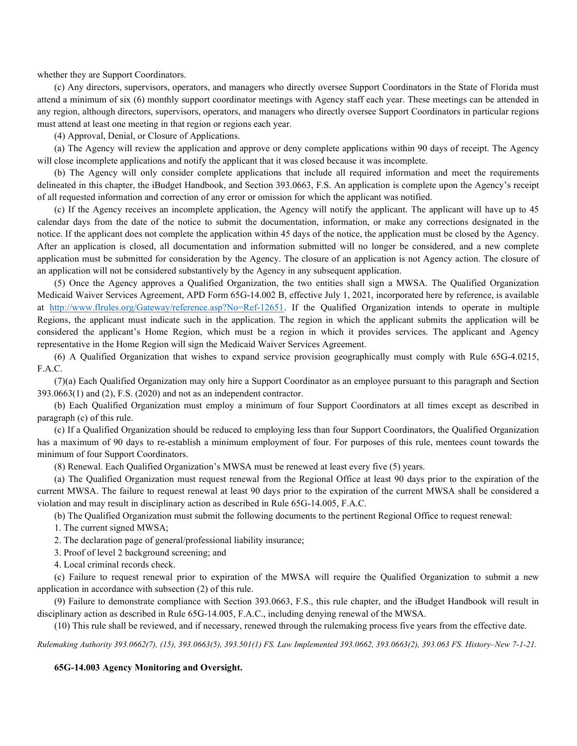whether they are Support Coordinators.

(c) Any directors, supervisors, operators, and managers who directly oversee Support Coordinators in the State of Florida must attend a minimum of six (6) monthly support coordinator meetings with Agency staff each year. These meetings can be attended in any region, although directors, supervisors, operators, and managers who directly oversee Support Coordinators in particular regions must attend at least one meeting in that region or regions each year.

(4) Approval, Denial, or Closure of Applications.

(a) The Agency will review the application and approve or deny complete applications within 90 days of receipt. The Agency will close incomplete applications and notify the applicant that it was closed because it was incomplete.

(b) The Agency will only consider complete applications that include all required information and meet the requirements delineated in this chapter, the iBudget Handbook, and Section 393.0663, F.S. An application is complete upon the Agency's receipt of all requested information and correction of any error or omission for which the applicant was notified.

(c) If the Agency receives an incomplete application, the Agency will notify the applicant. The applicant will have up to 45 calendar days from the date of the notice to submit the documentation, information, or make any corrections designated in the notice. If the applicant does not complete the application within 45 days of the notice, the application must be closed by the Agency. After an application is closed, all documentation and information submitted will no longer be considered, and a new complete application must be submitted for consideration by the Agency. The closure of an application is not Agency action. The closure of an application will not be considered substantively by the Agency in any subsequent application.

(5) Once the Agency approves a Qualified Organization, the two entities shall sign a MWSA. The Qualified Organization Medicaid Waiver Services Agreement, APD Form 65G-14.002 B, effective July 1, 2021, incorporated here by reference, is available at http://www.flrules.org/Gateway/reference.asp?No=Ref-12651. If the Qualified Organization intends to operate in multiple Regions, the applicant must indicate such in the application. The region in which the applicant submits the application will be considered the applicant's Home Region, which must be a region in which it provides services. The applicant and Agency representative in the Home Region will sign the Medicaid Waiver Services Agreement.

(6) A Qualified Organization that wishes to expand service provision geographically must comply with Rule 65G-4.0215, F.A.C.

(7)(a) Each Qualified Organization may only hire a Support Coordinator as an employee pursuant to this paragraph and Section 393.0663(1) and (2), F.S. (2020) and not as an independent contractor.

(b) Each Qualified Organization must employ a minimum of four Support Coordinators at all times except as described in paragraph (c) of this rule.

(c) If a Qualified Organization should be reduced to employing less than four Support Coordinators, the Qualified Organization has a maximum of 90 days to re-establish a minimum employment of four. For purposes of this rule, mentees count towards the minimum of four Support Coordinators.

(8) Renewal. Each Qualified Organization's MWSA must be renewed at least every five (5) years.

(a) The Qualified Organization must request renewal from the Regional Office at least 90 days prior to the expiration of the current MWSA. The failure to request renewal at least 90 days prior to the expiration of the current MWSA shall be considered a violation and may result in disciplinary action as described in Rule 65G-14.005, F.A.C.

(b) The Qualified Organization must submit the following documents to the pertinent Regional Office to request renewal:

1. The current signed MWSA;

2. The declaration page of general/professional liability insurance;

3. Proof of level 2 background screening; and

4. Local criminal records check.

(c) Failure to request renewal prior to expiration of the MWSA will require the Qualified Organization to submit a new application in accordance with subsection (2) of this rule.

(9) Failure to demonstrate compliance with Section 393.0663, F.S., this rule chapter, and the iBudget Handbook will result in disciplinary action as described in Rule 65G-14.005, F.A.C., including denying renewal of the MWSA.

(10) This rule shall be reviewed, and if necessary, renewed through the rulemaking process five years from the effective date.

*Rulemaking Authority 393.0662(7), (15), 393.0663(5), 393.501(1) FS. Law Implemented 393.0662, 393.0663(2), 393.063 FS. History–New 7-1-21.*

**65G-14.003 Agency Monitoring and Oversight.**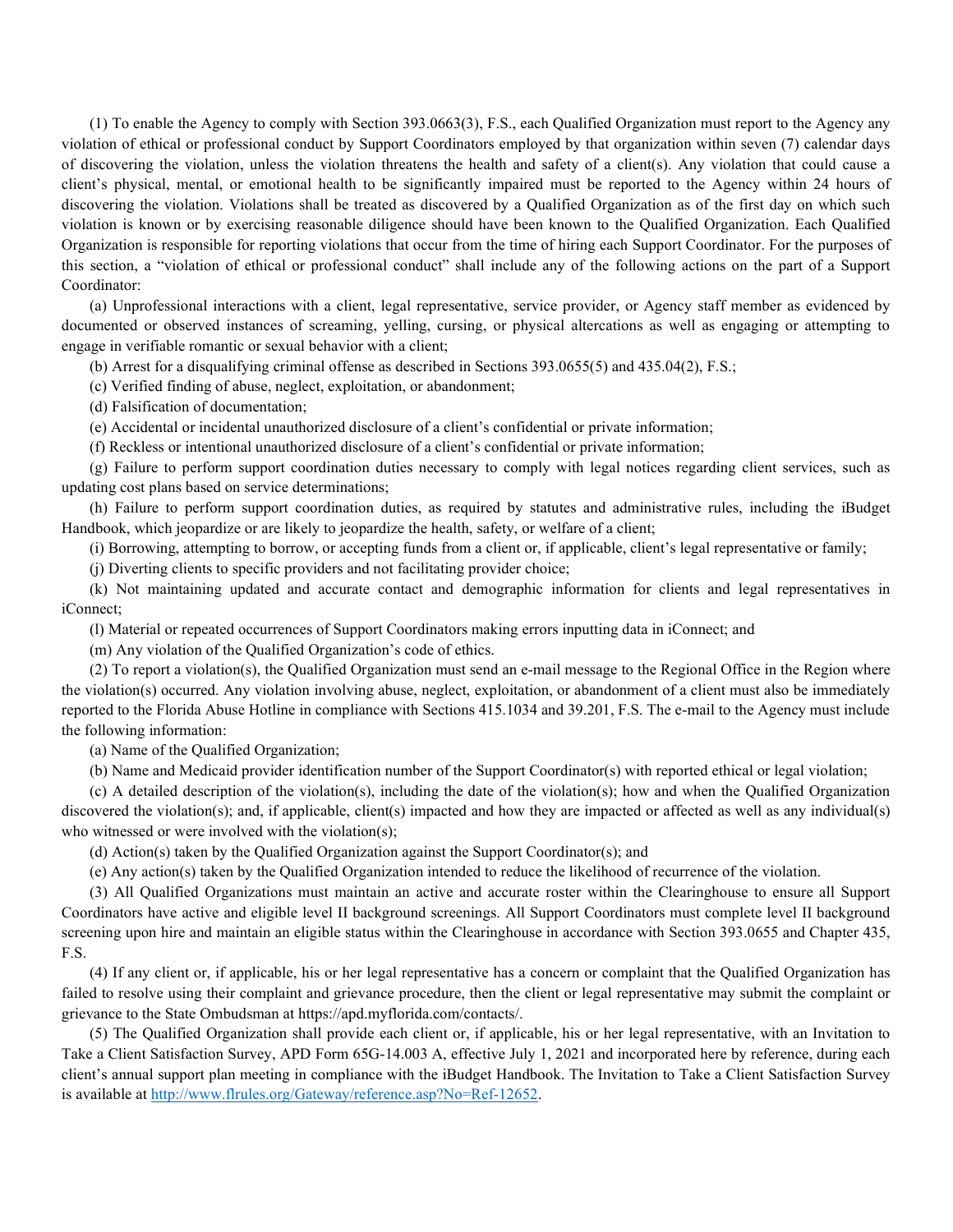(1) To enable the Agency to comply with Section 393.0663(3), F.S., each Qualified Organization must report to the Agency any violation of ethical or professional conduct by Support Coordinators employed by that organization within seven (7) calendar days of discovering the violation, unless the violation threatens the health and safety of a client(s). Any violation that could cause a client's physical, mental, or emotional health to be significantly impaired must be reported to the Agency within 24 hours of discovering the violation. Violations shall be treated as discovered by a Qualified Organization as of the first day on which such violation is known or by exercising reasonable diligence should have been known to the Qualified Organization. Each Qualified Organization is responsible for reporting violations that occur from the time of hiring each Support Coordinator. For the purposes of this section, a "violation of ethical or professional conduct" shall include any of the following actions on the part of a Support Coordinator:

(a) Unprofessional interactions with a client, legal representative, service provider, or Agency staff member as evidenced by documented or observed instances of screaming, yelling, cursing, or physical altercations as well as engaging or attempting to engage in verifiable romantic or sexual behavior with a client;

(b) Arrest for a disqualifying criminal offense as described in Sections 393.0655(5) and 435.04(2), F.S.;

(c) Verified finding of abuse, neglect, exploitation, or abandonment;

(d) Falsification of documentation;

(e) Accidental or incidental unauthorized disclosure of a client's confidential or private information;

(f) Reckless or intentional unauthorized disclosure of a client's confidential or private information;

(g) Failure to perform support coordination duties necessary to comply with legal notices regarding client services, such as updating cost plans based on service determinations;

(h) Failure to perform support coordination duties, as required by statutes and administrative rules, including the iBudget Handbook, which jeopardize or are likely to jeopardize the health, safety, or welfare of a client;

(i) Borrowing, attempting to borrow, or accepting funds from a client or, if applicable, client's legal representative or family;

(j) Diverting clients to specific providers and not facilitating provider choice;

(k) Not maintaining updated and accurate contact and demographic information for clients and legal representatives in iConnect;

(l) Material or repeated occurrences of Support Coordinators making errors inputting data in iConnect; and

(m) Any violation of the Qualified Organization's code of ethics.

(2) To report a violation(s), the Qualified Organization must send an e-mail message to the Regional Office in the Region where the violation(s) occurred. Any violation involving abuse, neglect, exploitation, or abandonment of a client must also be immediately reported to the Florida Abuse Hotline in compliance with Sections 415.1034 and 39.201, F.S. The e-mail to the Agency must include the following information:

(a) Name of the Qualified Organization;

(b) Name and Medicaid provider identification number of the Support Coordinator(s) with reported ethical or legal violation;

(c) A detailed description of the violation(s), including the date of the violation(s); how and when the Qualified Organization discovered the violation(s); and, if applicable, client(s) impacted and how they are impacted or affected as well as any individual(s) who witnessed or were involved with the violation(s);

(d) Action(s) taken by the Qualified Organization against the Support Coordinator(s); and

(e) Any action(s) taken by the Qualified Organization intended to reduce the likelihood of recurrence of the violation.

(3) All Qualified Organizations must maintain an active and accurate roster within the Clearinghouse to ensure all Support Coordinators have active and eligible level II background screenings. All Support Coordinators must complete level II background screening upon hire and maintain an eligible status within the Clearinghouse in accordance with Section 393.0655 and Chapter 435, F.S.

(4) If any client or, if applicable, his or her legal representative has a concern or complaint that the Qualified Organization has failed to resolve using their complaint and grievance procedure, then the client or legal representative may submit the complaint or grievance to the State Ombudsman at https://apd.myflorida.com/contacts/.

(5) The Qualified Organization shall provide each client or, if applicable, his or her legal representative, with an Invitation to Take a Client Satisfaction Survey, APD Form 65G-14.003 A, effective July 1, 2021 and incorporated here by reference, during each client's annual support plan meeting in compliance with the iBudget Handbook. The Invitation to Take a Client Satisfaction Survey is available at [http://www.flrules.org/Gateway/reference.asp?No=Ref-12652](http://www.flrules.org/Gateway/reference.asp?No=Ref-12652).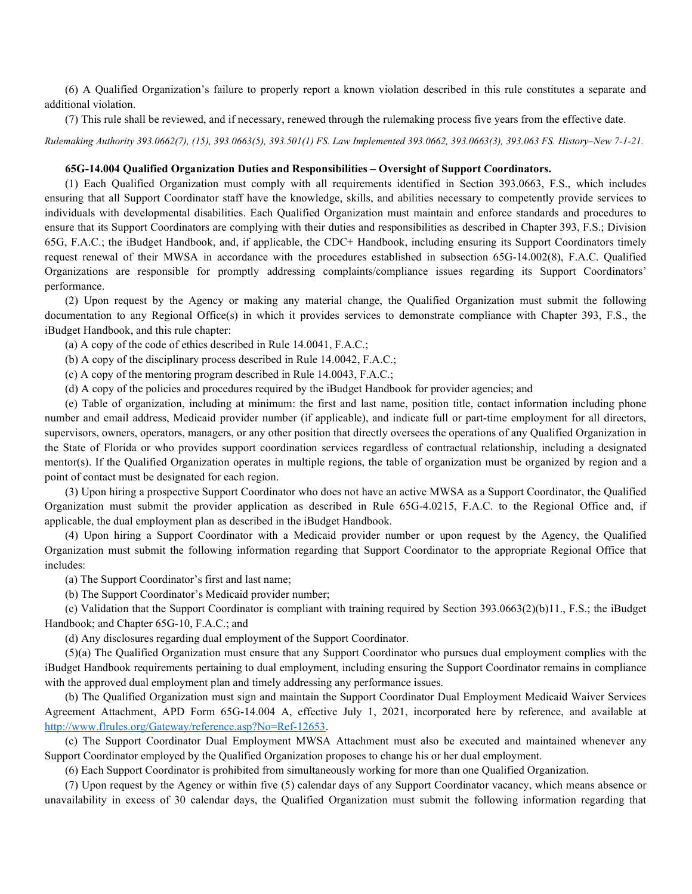(6) A Qualified Organization's failure to properly report a known violation described in this rule constitutes a separate and additional violation.

(7) This rule shall be reviewed, and if necessary, renewed through the rulemaking process five years from the effective date.

*Rulemaking Authority 393.0662(7), (15), 393.0663(5), 393.501(1) FS. Law Implemented 393.0662, 393.0663(3), 393.063 FS. History–New 7-1-21.*

**65G-14.004 Qualified Organization Duties and Responsibilities – Oversight of Support Coordinators.**

(1) Each Qualified Organization must comply with all requirements identified in Section 393.0663, F.S., which includes ensuring that all Support Coordinator staff have the knowledge, skills, and abilities necessary to competently provide services to individuals with developmental disabilities. Each Qualified Organization must maintain and enforce standards and procedures to ensure that its Support Coordinators are complying with their duties and responsibilities as described in Chapter 393, F.S.; Division 65G, F.A.C.; the iBudget Handbook, and, if applicable, the CDC+ Handbook, including ensuring its Support Coordinators timely request renewal of their MWSA in accordance with the procedures established in subsection 65G-14.002(8), F.A.C. Qualified Organizations are responsible for promptly addressing complaints/compliance issues regarding its Support Coordinators' performance.

(2) Upon request by the Agency or making any material change, the Qualified Organization must submit the following documentation to any Regional Office(s) in which it provides services to demonstrate compliance with Chapter 393, F.S., the iBudget Handbook, and this rule chapter:

(a) A copy of the code of ethics described in Rule 14.0041, F.A.C.;

(b) A copy of the disciplinary process described in Rule 14.0042, F.A.C.;

(c) A copy of the mentoring program described in Rule 14.0043, F.A.C.;

(d) A copy of the policies and procedures required by the iBudget Handbook for provider agencies; and

(e) Table of organization, including at minimum: the first and last name, position title, contact information including phone number and email address, Medicaid provider number (if applicable), and indicate full or part-time employment for all directors, supervisors, owners, operators, managers, or any other position that directly oversees the operations of any Qualified Organization in the State of Florida or who provides support coordination services regardless of contractual relationship, including a designated mentor(s). If the Qualified Organization operates in multiple regions, the table of organization must be organized by region and a point of contact must be designated for each region.

(3) Upon hiring a prospective Support Coordinator who does not have an active MWSA as a Support Coordinator, the Qualified Organization must submit the provider application as described in Rule 65G-4.0215, F.A.C. to the Regional Office and, if applicable, the dual employment plan as described in the iBudget Handbook.

(4) Upon hiring a Support Coordinator with a Medicaid provider number or upon request by the Agency, the Qualified Organization must submit the following information regarding that Support Coordinator to the appropriate Regional Office that includes:

(a) The Support Coordinator's first and last name;

(b) The Support Coordinator's Medicaid provider number;

(c) Validation that the Support Coordinator is compliant with training required by Section 393.0663(2)(b)11., F.S.; the iBudget Handbook; and Chapter 65G-10, F.A.C.; and

(d) Any disclosures regarding dual employment of the Support Coordinator.

(5)(a) The Qualified Organization must ensure that any Support Coordinator who pursues dual employment complies with the iBudget Handbook requirements pertaining to dual employment, including ensuring the Support Coordinator remains in compliance with the approved dual employment plan and timely addressing any performance issues.

(b) The Qualified Organization must sign and maintain the Support Coordinator Dual Employment Medicaid Waiver Services Agreement Attachment, APD Form 65G-14.004 A, effective July 1, 2021, incorporated here by reference, and available at http://www.flrules.org/Gateway/reference.asp?No=Ref-12653.

(c) The Support Coordinator Dual Employment MWSA Attachment must also be executed and maintained whenever any Support Coordinator employed by the Qualified Organization proposes to change his or her dual employment.

(6) Each Support Coordinator is prohibited from simultaneously working for more than one Qualified Organization.

(7) Upon request by the Agency or within five (5) calendar days of any Support Coordinator vacancy, which means absence or unavailability in excess of 30 calendar days, the Qualified Organization must submit the following information regarding that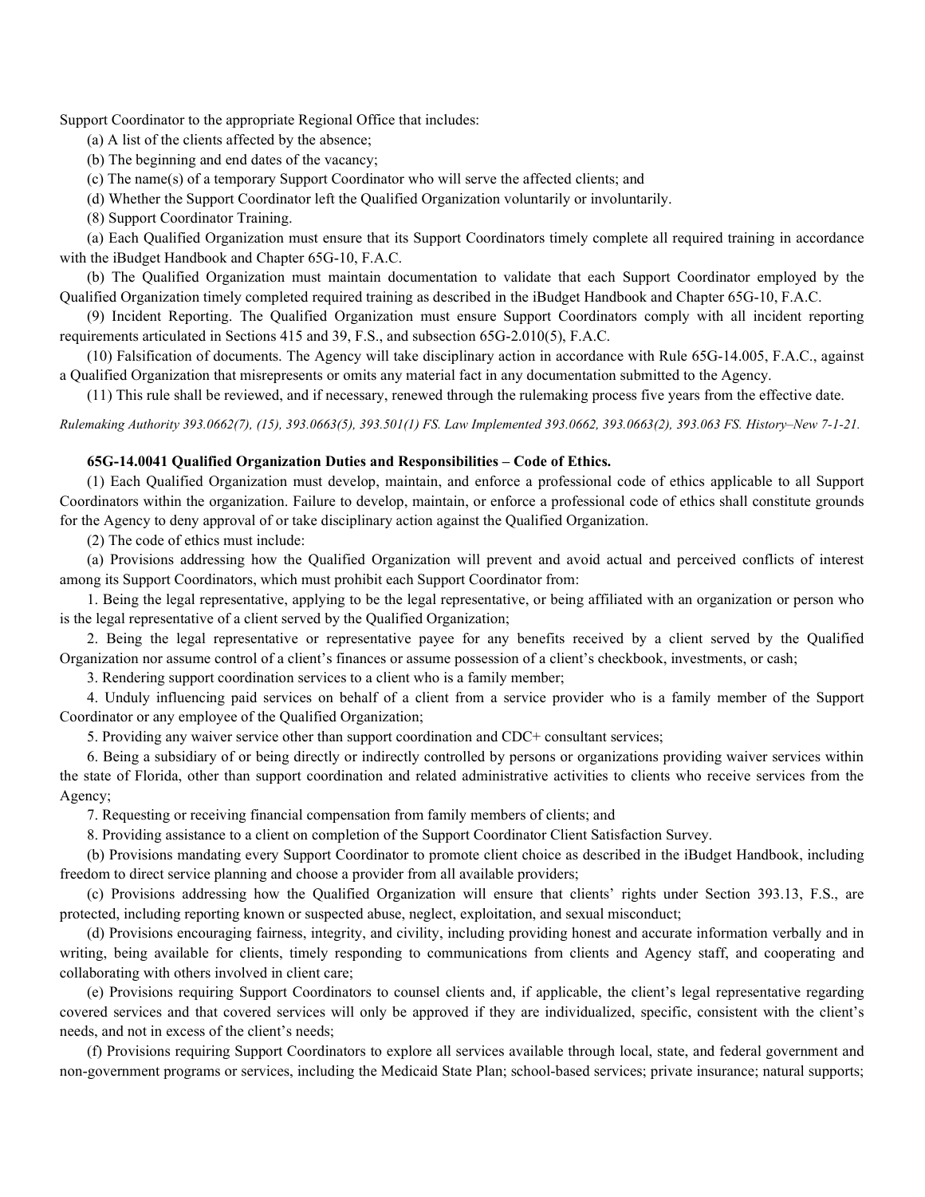Support Coordinator to the appropriate Regional Office that includes:

(a) A list of the clients affected by the absence;

(b) The beginning and end dates of the vacancy;

(c) The name(s) of a temporary Support Coordinator who will serve the affected clients; and

(d) Whether the Support Coordinator left the Qualified Organization voluntarily or involuntarily.

(8) Support Coordinator Training.

(a) Each Qualified Organization must ensure that its Support Coordinators timely complete all required training in accordance with the iBudget Handbook and Chapter 65G-10, F.A.C.

(b) The Qualified Organization must maintain documentation to validate that each Support Coordinator employed by the Qualified Organization timely completed required training as described in the iBudget Handbook and Chapter 65G-10, F.A.C.

(9) Incident Reporting. The Qualified Organization must ensure Support Coordinators comply with all incident reporting requirements articulated in Sections 415 and 39, F.S., and subsection 65G-2.010(5), F.A.C.

(10) Falsification of documents. The Agency will take disciplinary action in accordance with Rule 65G-14.005, F.A.C., against a Qualified Organization that misrepresents or omits any material fact in any documentation submitted to the Agency.

(11) This rule shall be reviewed, and if necessary, renewed through the rulemaking process five years from the effective date.

*Rulemaking Authority 393.0662(7), (15), 393.0663(5), 393.501(1) FS. Law Implemented 393.0662, 393.0663(2), 393.063 FS. History–New 7-1-21.*

**65G-14.0041 Qualified Organization Duties and Responsibilities – Code of Ethics.**

(1) Each Qualified Organization must develop, maintain, and enforce a professional code of ethics applicable to all Support Coordinators within the organization. Failure to develop, maintain, or enforce a professional code of ethics shall constitute grounds for the Agency to deny approval of or take disciplinary action against the Qualified Organization.

(2) The code of ethics must include:

(a) Provisions addressing how the Qualified Organization will prevent and avoid actual and perceived conflicts of interest among its Support Coordinators, which must prohibit each Support Coordinator from:

1. Being the legal representative, applying to be the legal representative, or being affiliated with an organization or person who is the legal representative of a client served by the Qualified Organization;

2. Being the legal representative or representative payee for any benefits received by a client served by the Qualified Organization nor assume control of a client's finances or assume possession of a client's checkbook, investments, or cash;

3. Rendering support coordination services to a client who is a family member;

4. Unduly influencing paid services on behalf of a client from a service provider who is a family member of the Support Coordinator or any employee of the Qualified Organization;

5. Providing any waiver service other than support coordination and CDC+ consultant services;

6. Being a subsidiary of or being directly or indirectly controlled by persons or organizations providing waiver services within the state of Florida, other than support coordination and related administrative activities to clients who receive services from the Agency;

7. Requesting or receiving financial compensation from family members of clients; and

8. Providing assistance to a client on completion of the Support Coordinator Client Satisfaction Survey.

(b) Provisions mandating every Support Coordinator to promote client choice as described in the iBudget Handbook, including freedom to direct service planning and choose a provider from all available providers;

(c) Provisions addressing how the Qualified Organization will ensure that clients' rights under Section 393.13, F.S., are protected, including reporting known or suspected abuse, neglect, exploitation, and sexual misconduct;

(d) Provisions encouraging fairness, integrity, and civility, including providing honest and accurate information verbally and in writing, being available for clients, timely responding to communications from clients and Agency staff, and cooperating and collaborating with others involved in client care;

(e) Provisions requiring Support Coordinators to counsel clients and, if applicable, the client's legal representative regarding covered services and that covered services will only be approved if they are individualized, specific, consistent with the client's needs, and not in excess of the client's needs;

(f) Provisions requiring Support Coordinators to explore all services available through local, state, and federal government and non-government programs or services, including the Medicaid State Plan; school-based services; private insurance; natural supports;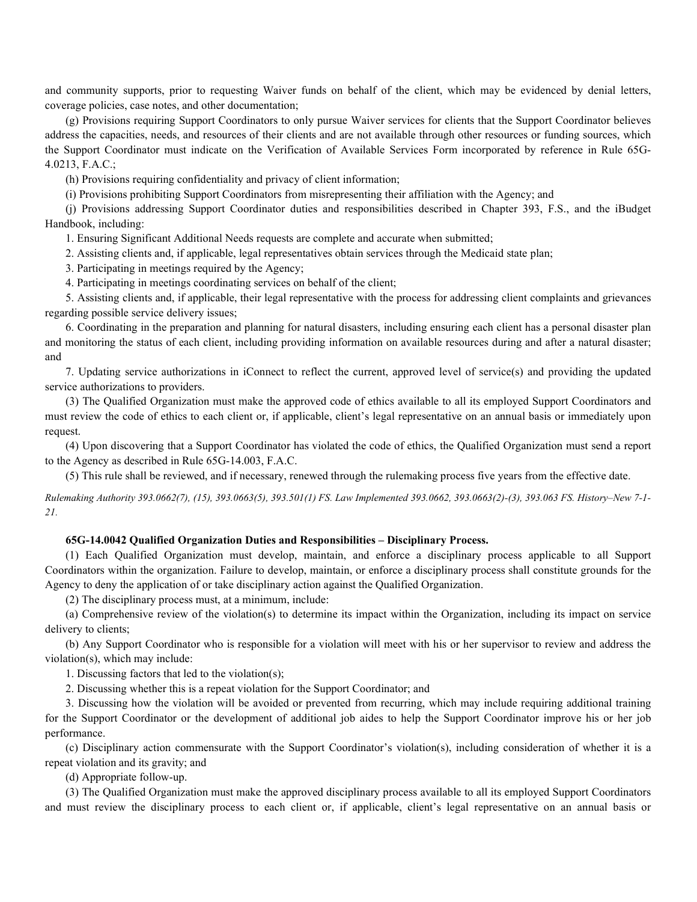and community supports, prior to requesting Waiver funds on behalf of the client, which may be evidenced by denial letters, coverage policies, case notes, and other documentation;

(g) Provisions requiring Support Coordinators to only pursue Waiver services for clients that the Support Coordinator believes address the capacities, needs, and resources of their clients and are not available through other resources or funding sources, which the Support Coordinator must indicate on the Verification of Available Services Form incorporated by reference in Rule 65G-4.0213, F.A.C.;

(h) Provisions requiring confidentiality and privacy of client information;

(i) Provisions prohibiting Support Coordinators from misrepresenting their affiliation with the Agency; and

(j) Provisions addressing Support Coordinator duties and responsibilities described in Chapter 393, F.S., and the iBudget Handbook, including:

1. Ensuring Significant Additional Needs requests are complete and accurate when submitted;

2. Assisting clients and, if applicable, legal representatives obtain services through the Medicaid state plan;

3. Participating in meetings required by the Agency;

4. Participating in meetings coordinating services on behalf of the client;

5. Assisting clients and, if applicable, their legal representative with the process for addressing client complaints and grievances regarding possible service delivery issues;

6. Coordinating in the preparation and planning for natural disasters, including ensuring each client has a personal disaster plan and monitoring the status of each client, including providing information on available resources during and after a natural disaster; and

7. Updating service authorizations in iConnect to reflect the current, approved level of service(s) and providing the updated service authorizations to providers.

(3) The Qualified Organization must make the approved code of ethics available to all its employed Support Coordinators and must review the code of ethics to each client or, if applicable, client's legal representative on an annual basis or immediately upon request.

(4) Upon discovering that a Support Coordinator has violated the code of ethics, the Qualified Organization must send a report to the Agency as described in Rule 65G-14.003, F.A.C.

(5) This rule shall be reviewed, and if necessary, renewed through the rulemaking process five years from the effective date.

*Rulemaking Authority 393.0662(7), (15), 393.0663(5), 393.501(1) FS. Law Implemented 393.0662, 393.0663(2)-(3), 393.063 FS. History–New 7-1-21.*

**65G-14.0042 Qualified Organization Duties and Responsibilities – Disciplinary Process.**

(1) Each Qualified Organization must develop, maintain, and enforce a disciplinary process applicable to all Support Coordinators within the organization. Failure to develop, maintain, or enforce a disciplinary process shall constitute grounds for the Agency to deny the application of or take disciplinary action against the Qualified Organization.

(2) The disciplinary process must, at a minimum, include:

(a) Comprehensive review of the violation(s) to determine its impact within the Organization, including its impact on service delivery to clients;

(b) Any Support Coordinator who is responsible for a violation will meet with his or her supervisor to review and address the violation(s), which may include:

1. Discussing factors that led to the violation(s);

2. Discussing whether this is a repeat violation for the Support Coordinator; and

3. Discussing how the violation will be avoided or prevented from recurring, which may include requiring additional training for the Support Coordinator or the development of additional job aides to help the Support Coordinator improve his or her job performance.

(c) Disciplinary action commensurate with the Support Coordinator's violation(s), including consideration of whether it is a repeat violation and its gravity; and

(d) Appropriate follow-up.

(3) The Qualified Organization must make the approved disciplinary process available to all its employed Support Coordinators and must review the disciplinary process to each client or, if applicable, client's legal representative on an annual basis or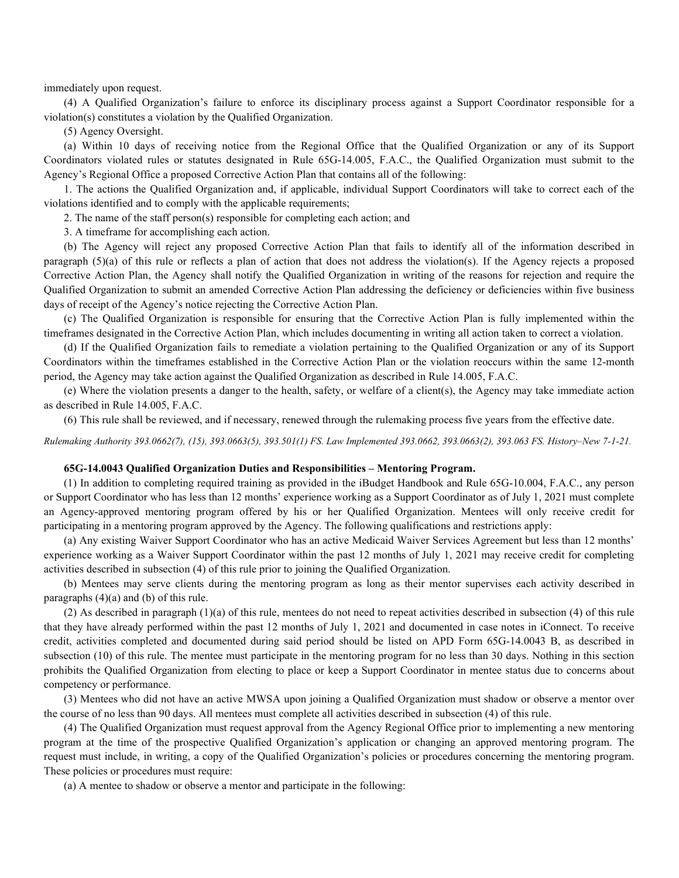immediately upon request.

(4) A Qualified Organization's failure to enforce its disciplinary process against a Support Coordinator responsible for a violation(s) constitutes a violation by the Qualified Organization.

(5) Agency Oversight.

(a) Within 10 days of receiving notice from the Regional Office that the Qualified Organization or any of its Support Coordinators violated rules or statutes designated in Rule 65G-14.005, F.A.C., the Qualified Organization must submit to the Agency's Regional Office a proposed Corrective Action Plan that contains all of the following:

1. The actions the Qualified Organization and, if applicable, individual Support Coordinators will take to correct each of the violations identified and to comply with the applicable requirements;

2. The name of the staff person(s) responsible for completing each action; and

3. A timeframe for accomplishing each action.

(b) The Agency will reject any proposed Corrective Action Plan that fails to identify all of the information described in paragraph (5)(a) of this rule or reflects a plan of action that does not address the violation(s). If the Agency rejects a proposed Corrective Action Plan, the Agency shall notify the Qualified Organization in writing of the reasons for rejection and require the Qualified Organization to submit an amended Corrective Action Plan addressing the deficiency or deficiencies within five business days of receipt of the Agency's notice rejecting the Corrective Action Plan.

(c) The Qualified Organization is responsible for ensuring that the Corrective Action Plan is fully implemented within the timeframes designated in the Corrective Action Plan, which includes documenting in writing all action taken to correct a violation.

(d) If the Qualified Organization fails to remediate a violation pertaining to the Qualified Organization or any of its Support Coordinators within the timeframes established in the Corrective Action Plan or the violation reoccurs within the same 12-month period, the Agency may take action against the Qualified Organization as described in Rule 14.005, F.A.C.

(e) Where the violation presents a danger to the health, safety, or welfare of a client(s), the Agency may take immediate action as described in Rule 14.005, F.A.C.

(6) This rule shall be reviewed, and if necessary, renewed through the rulemaking process five years from the effective date.

*Rulemaking Authority 393.0662(7), (15), 393.0663(5), 393.501(1) FS. Law Implemented 393.0662, 393.0663(2), 393.063 FS. History–New 7-1-21.*

**65G-14.0043 Qualified Organization Duties and Responsibilities – Mentoring Program.**

(1) In addition to completing required training as provided in the iBudget Handbook and Rule 65G-10.004, F.A.C., any person or Support Coordinator who has less than 12 months' experience working as a Support Coordinator as of July 1, 2021 must complete an Agency-approved mentoring program offered by his or her Qualified Organization. Mentees will only receive credit for participating in a mentoring program approved by the Agency. The following qualifications and restrictions apply:

(a) Any existing Waiver Support Coordinator who has an active Medicaid Waiver Services Agreement but less than 12 months' experience working as a Waiver Support Coordinator within the past 12 months of July 1, 2021 may receive credit for completing activities described in subsection (4) of this rule prior to joining the Qualified Organization.

(b) Mentees may serve clients during the mentoring program as long as their mentor supervises each activity described in paragraphs (4)(a) and (b) of this rule.

(2) As described in paragraph (1)(a) of this rule, mentees do not need to repeat activities described in subsection (4) of this rule that they have already performed within the past 12 months of July 1, 2021 and documented in case notes in iConnect. To receive credit, activities completed and documented during said period should be listed on APD Form 65G-14.0043 B, as described in subsection (10) of this rule. The mentee must participate in the mentoring program for no less than 30 days. Nothing in this section prohibits the Qualified Organization from electing to place or keep a Support Coordinator in mentee status due to concerns about competency or performance.

(3) Mentees who did not have an active MWSA upon joining a Qualified Organization must shadow or observe a mentor over the course of no less than 90 days. All mentees must complete all activities described in subsection (4) of this rule.

(4) The Qualified Organization must request approval from the Agency Regional Office prior to implementing a new mentoring program at the time of the prospective Qualified Organization's application or changing an approved mentoring program. The request must include, in writing, a copy of the Qualified Organization's policies or procedures concerning the mentoring program. These policies or procedures must require:

(a) A mentee to shadow or observe a mentor and participate in the following: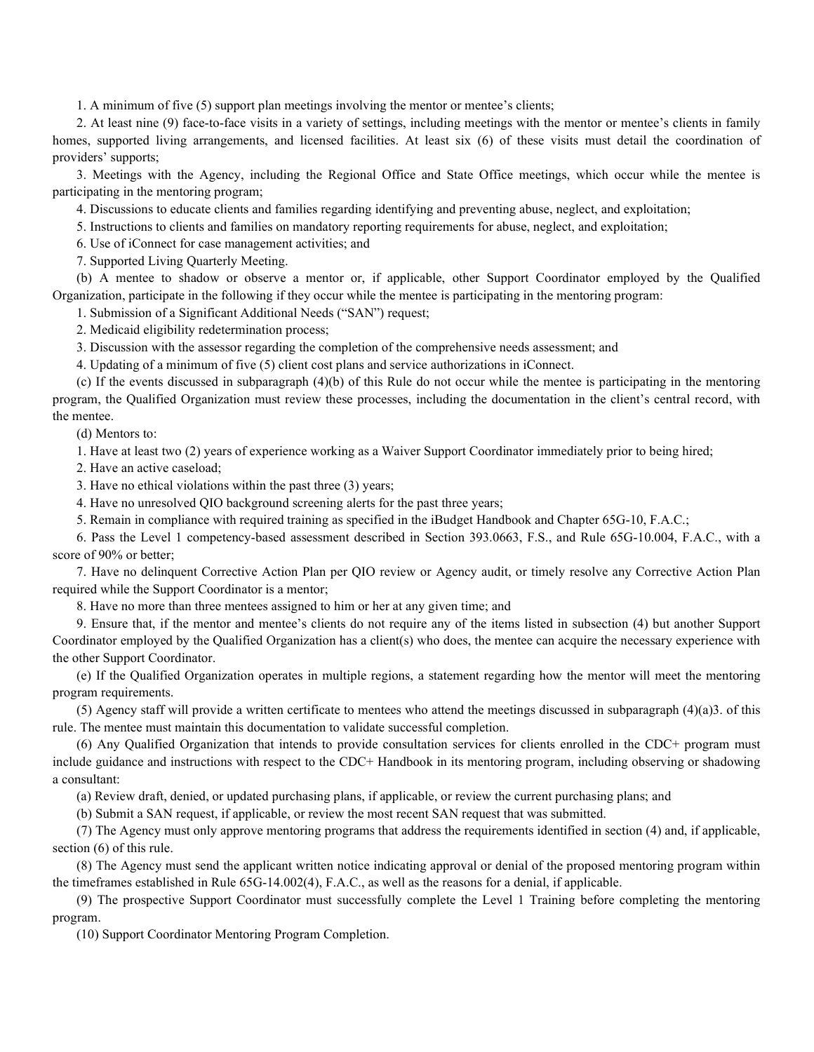1. A minimum of five (5) support plan meetings involving the mentor or mentee's clients;

2. At least nine (9) face-to-face visits in a variety of settings, including meetings with the mentor or mentee's clients in family homes, supported living arrangements, and licensed facilities. At least six (6) of these visits must detail the coordination of providers' supports;

3. Meetings with the Agency, including the Regional Office and State Office meetings, which occur while the mentee is participating in the mentoring program;

4. Discussions to educate clients and families regarding identifying and preventing abuse, neglect, and exploitation;

5. Instructions to clients and families on mandatory reporting requirements for abuse, neglect, and exploitation;

6. Use of iConnect for case management activities; and

7. Supported Living Quarterly Meeting.

(b) A mentee to shadow or observe a mentor or, if applicable, other Support Coordinator employed by the Qualified Organization, participate in the following if they occur while the mentee is participating in the mentoring program:

1. Submission of a Significant Additional Needs ("SAN") request;

2. Medicaid eligibility redetermination process;

3. Discussion with the assessor regarding the completion of the comprehensive needs assessment; and

4. Updating of a minimum of five (5) client cost plans and service authorizations in iConnect.

(c) If the events discussed in subparagraph (4)(b) of this Rule do not occur while the mentee is participating in the mentoring program, the Qualified Organization must review these processes, including the documentation in the client's central record, with the mentee.

(d) Mentors to:

1. Have at least two (2) years of experience working as a Waiver Support Coordinator immediately prior to being hired;

2. Have an active caseload;

3. Have no ethical violations within the past three (3) years;

4. Have no unresolved QIO background screening alerts for the past three years;

5. Remain in compliance with required training as specified in the iBudget Handbook and Chapter 65G-10, F.A.C.;

6. Pass the Level 1 competency-based assessment described in Section 393.0663, F.S., and Rule 65G-10.004, F.A.C., with a score of 90% or better;

7. Have no delinquent Corrective Action Plan per QIO review or Agency audit, or timely resolve any Corrective Action Plan required while the Support Coordinator is a mentor;

8. Have no more than three mentees assigned to him or her at any given time; and

9. Ensure that, if the mentor and mentee's clients do not require any of the items listed in subsection (4) but another Support Coordinator employed by the Qualified Organization has a client(s) who does, the mentee can acquire the necessary experience with the other Support Coordinator.

(e) If the Qualified Organization operates in multiple regions, a statement regarding how the mentor will meet the mentoring program requirements.

(5) Agency staff will provide a written certificate to mentees who attend the meetings discussed in subparagraph (4)(a)3. of this rule. The mentee must maintain this documentation to validate successful completion.

(6) Any Qualified Organization that intends to provide consultation services for clients enrolled in the CDC+ program must include guidance and instructions with respect to the CDC+ Handbook in its mentoring program, including observing or shadowing a consultant:

(a) Review draft, denied, or updated purchasing plans, if applicable, or review the current purchasing plans; and

(b) Submit a SAN request, if applicable, or review the most recent SAN request that was submitted.

(7) The Agency must only approve mentoring programs that address the requirements identified in section (4) and, if applicable, section (6) of this rule.

(8) The Agency must send the applicant written notice indicating approval or denial of the proposed mentoring program within the timeframes established in Rule 65G-14.002(4), F.A.C., as well as the reasons for a denial, if applicable.

(9) The prospective Support Coordinator must successfully complete the Level 1 Training before completing the mentoring program.

(10) Support Coordinator Mentoring Program Completion.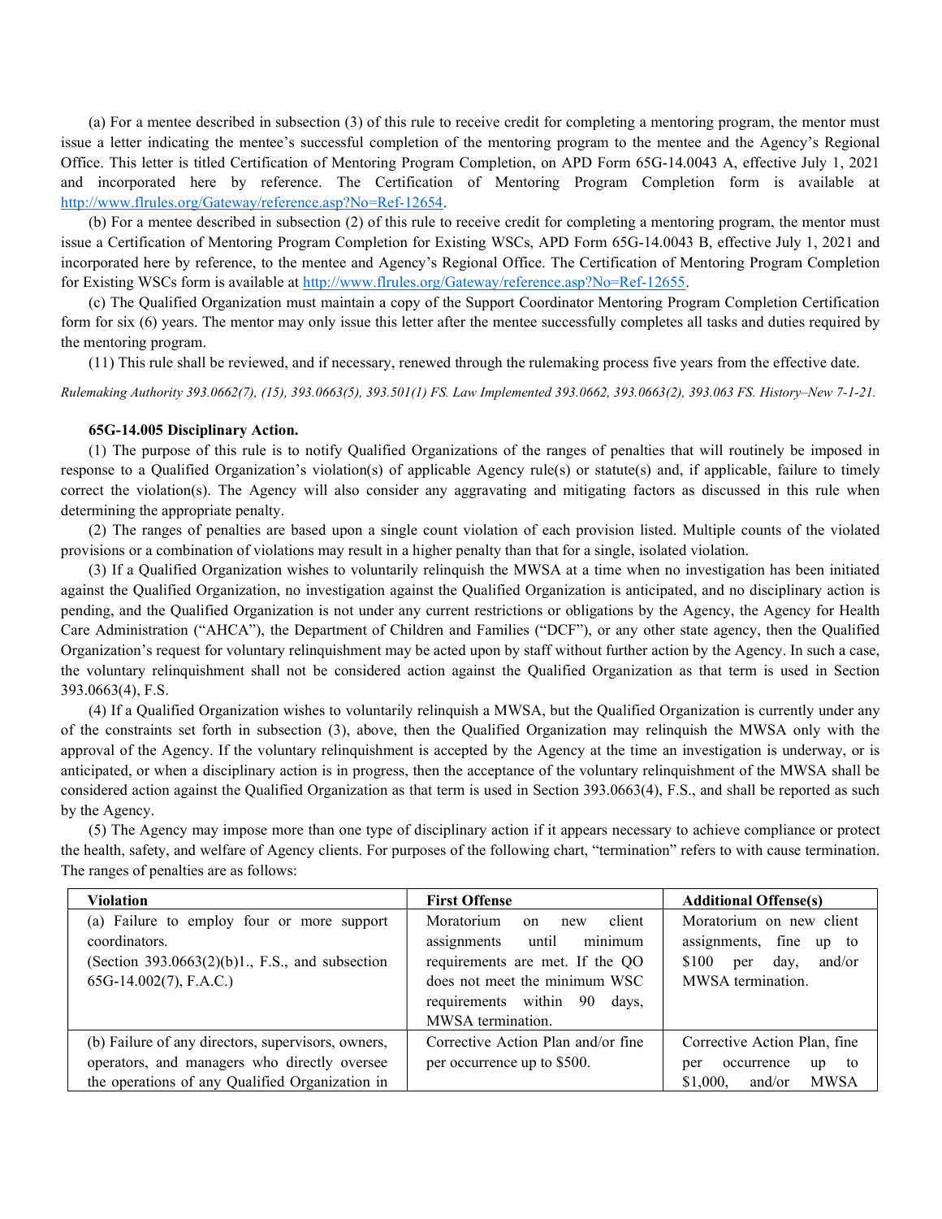(a) For a mentee described in subsection (3) of this rule to receive credit for completing a mentoring program, the mentor must issue a letter indicating the mentee's successful completion of the mentoring program to the mentee and the Agency's Regional Office. This letter is titled Certification of Mentoring Program Completion, on APD Form 65G-14.0043 A, effective July 1, 2021 and incorporated here by reference. The Certification of Mentoring Program Completion form is available at http://www.flrules.org/Gateway/reference.asp?No=Ref-12654.

(b) For a mentee described in subsection (2) of this rule to receive credit for completing a mentoring program, the mentor must issue a Certification of Mentoring Program Completion for Existing WSCs, APD Form 65G-14.0043 B, effective July 1, 2021 and incorporated here by reference, to the mentee and Agency's Regional Office. The Certification of Mentoring Program Completion for Existing WSCs form is available at http://www.flrules.org/Gateway/reference.asp?No=Ref-12655.

(c) The Qualified Organization must maintain a copy of the Support Coordinator Mentoring Program Completion Certification form for six (6) years. The mentor may only issue this letter after the mentee successfully completes all tasks and duties required by the mentoring program.

(11) This rule shall be reviewed, and if necessary, renewed through the rulemaking process five years from the effective date.

*Rulemaking Authority 393.0662(7), (15), 393.0663(5), 393.501(1) FS. Law Implemented 393.0662, 393.0663(2), 393.063 FS. History–New 7-1-21.*

**65G-14.005 Disciplinary Action.**

(1) The purpose of this rule is to notify Qualified Organizations of the ranges of penalties that will routinely be imposed in response to a Qualified Organization's violation(s) of applicable Agency rule(s) or statute(s) and, if applicable, failure to timely correct the violation(s). The Agency will also consider any aggravating and mitigating factors as discussed in this rule when determining the appropriate penalty.

(2) The ranges of penalties are based upon a single count violation of each provision listed. Multiple counts of the violated provisions or a combination of violations may result in a higher penalty than that for a single, isolated violation.

(3) If a Qualified Organization wishes to voluntarily relinquish the MWSA at a time when no investigation has been initiated against the Qualified Organization, no investigation against the Qualified Organization is anticipated, and no disciplinary action is pending, and the Qualified Organization is not under any current restrictions or obligations by the Agency, the Agency for Health Care Administration ("AHCA"), the Department of Children and Families ("DCF"), or any other state agency, then the Qualified Organization's request for voluntary relinquishment may be acted upon by staff without further action by the Agency. In such a case, the voluntary relinquishment shall not be considered action against the Qualified Organization as that term is used in Section 393.0663(4), F.S.

(4) If a Qualified Organization wishes to voluntarily relinquish a MWSA, but the Qualified Organization is currently under any of the constraints set forth in subsection (3), above, then the Qualified Organization may relinquish the MWSA only with the approval of the Agency. If the voluntary relinquishment is accepted by the Agency at the time an investigation is underway, or is anticipated, or when a disciplinary action is in progress, then the acceptance of the voluntary relinquishment of the MWSA shall be considered action against the Qualified Organization as that term is used in Section 393.0663(4), F.S., and shall be reported as such by the Agency.

(5) The Agency may impose more than one type of disciplinary action if it appears necessary to achieve compliance or protect the health, safety, and welfare of Agency clients. For purposes of the following chart, "termination" refers to with cause termination. The ranges of penalties are as follows:

| Violation | First Offense | Additional Offense(s) |
|---|---|---|
| (a) Failure to employ four or more support coordinators. (Section 393.0663(2)(b)1., F.S., and subsection 65G-14.002(7), F.A.C.) | Moratorium on new client assignments until minimum requirements are met. If the QO does not meet the minimum WSC requirements within 90 days, MWSA termination. | Moratorium on new client assignments, fine up to $100 per day, and/or MWSA termination. |
| (b) Failure of any directors, supervisors, owners, operators, and managers who directly oversee the operations of any Qualified Organization in | Corrective Action Plan and/or fine per occurrence up to $500. | Corrective Action Plan, fine per occurrence up to $1,000, and/or MWSA |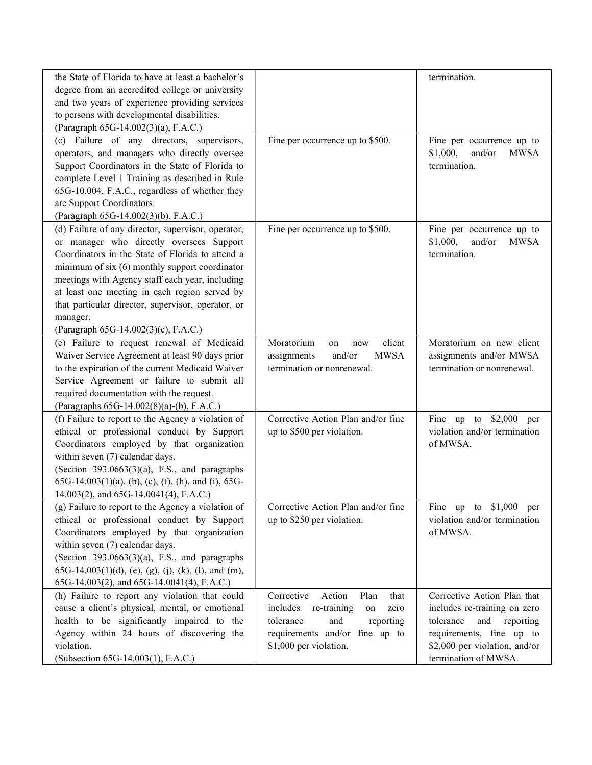| | | |
|---|---|---|
| the State of Florida to have at least a bachelor's degree from an accredited college or university and two years of experience providing services to persons with developmental disabilities. (Paragraph 65G-14.002(3)(a), F.A.C.) | | termination. |
| (c) Failure of any directors, supervisors, operators, and managers who directly oversee Support Coordinators in the State of Florida to complete Level 1 Training as described in Rule 65G-10.004, F.A.C., regardless of whether they are Support Coordinators. (Paragraph 65G-14.002(3)(b), F.A.C.) | Fine per occurrence up to $500. | Fine per occurrence up to $1,000, and/or MWSA termination. |
| (d) Failure of any director, supervisor, operator, or manager who directly oversees Support Coordinators in the State of Florida to attend a minimum of six (6) monthly support coordinator meetings with Agency staff each year, including at least one meeting in each region served by that particular director, supervisor, operator, or manager. (Paragraph 65G-14.002(3)(c), F.A.C.) | Fine per occurrence up to $500. | Fine per occurrence up to $1,000, and/or MWSA termination. |
| (e) Failure to request renewal of Medicaid Waiver Service Agreement at least 90 days prior to the expiration of the current Medicaid Waiver Service Agreement or failure to submit all required documentation with the request. (Paragraphs 65G-14.002(8)(a)-(b), F.A.C.) | Moratorium on new client assignments and/or MWSA termination or nonrenewal. | Moratorium on new client assignments and/or MWSA termination or nonrenewal. |
| (f) Failure to report to the Agency a violation of ethical or professional conduct by Support Coordinators employed by that organization within seven (7) calendar days. (Section 393.0663(3)(a), F.S., and paragraphs 65G-14.003(1)(a), (b), (c), (f), (h), and (i), 65G-14.003(2), and 65G-14.0041(4), F.A.C.) | Corrective Action Plan and/or fine up to $500 per violation. | Fine up to $2,000 per violation and/or termination of MWSA. |
| (g) Failure to report to the Agency a violation of ethical or professional conduct by Support Coordinators employed by that organization within seven (7) calendar days. (Section 393.0663(3)(a), F.S., and paragraphs 65G-14.003(1)(d), (e), (g), (j), (k), (l), and (m), 65G-14.003(2), and 65G-14.0041(4), F.A.C.) | Corrective Action Plan and/or fine up to $250 per violation. | Fine up to $1,000 per violation and/or termination of MWSA. |
| (h) Failure to report any violation that could cause a client's physical, mental, or emotional health to be significantly impaired to the Agency within 24 hours of discovering the violation. (Subsection 65G-14.003(1), F.A.C.) | Corrective Action Plan that includes re-training on zero tolerance and reporting requirements and/or fine up to $1,000 per violation. | Corrective Action Plan that includes re-training on zero tolerance and reporting requirements, fine up to $2,000 per violation, and/or termination of MWSA. |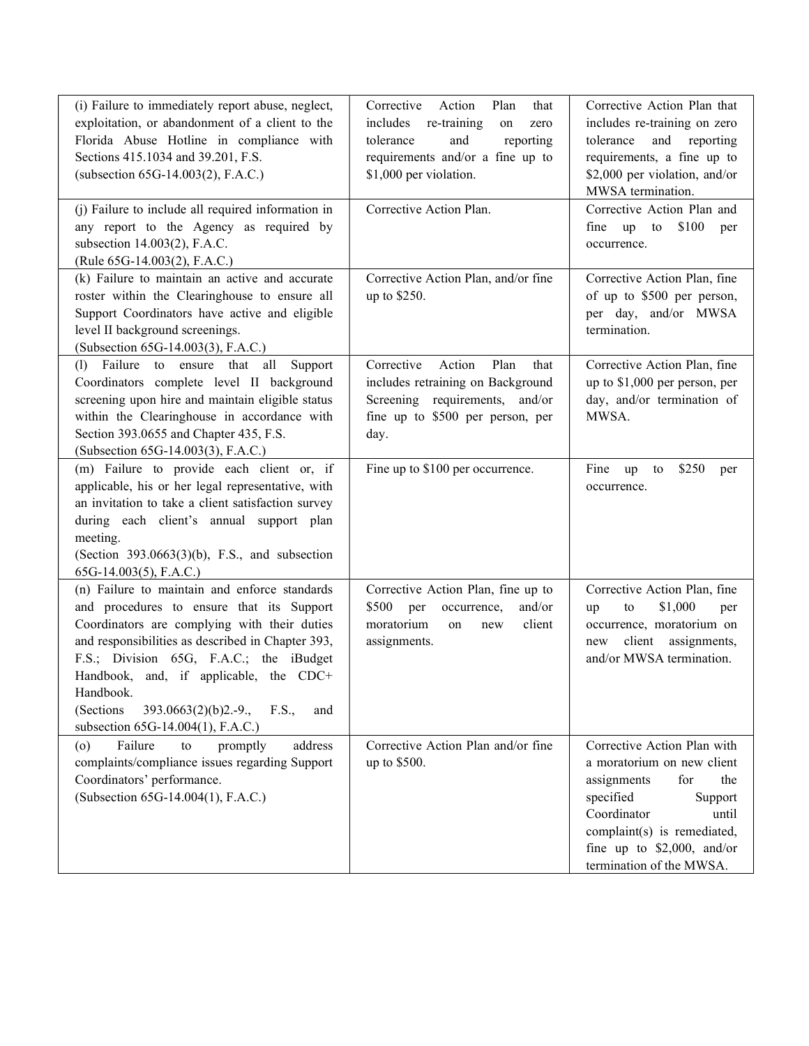| | | |
|---|---|---|
| (i) Failure to immediately report abuse, neglect, exploitation, or abandonment of a client to the Florida Abuse Hotline in compliance with Sections 415.1034 and 39.201, F.S. (subsection 65G-14.003(2), F.A.C.) | Corrective Action Plan that includes re-training on zero tolerance and reporting requirements and/or a fine up to $1,000 per violation. | Corrective Action Plan that includes re-training on zero tolerance and reporting requirements, a fine up to $2,000 per violation, and/or MWSA termination. |
| (j) Failure to include all required information in any report to the Agency as required by subsection 14.003(2), F.A.C. (Rule 65G-14.003(2), F.A.C.) | Corrective Action Plan. | Corrective Action Plan and fine up to $100 per occurrence. |
| (k) Failure to maintain an active and accurate roster within the Clearinghouse to ensure all Support Coordinators have active and eligible level II background screenings. (Subsection 65G-14.003(3), F.A.C.) | Corrective Action Plan, and/or fine up to $250. | Corrective Action Plan, fine of up to $500 per person, per day, and/or MWSA termination. |
| (l) Failure to ensure that all Support Coordinators complete level II background screening upon hire and maintain eligible status within the Clearinghouse in accordance with Section 393.0655 and Chapter 435, F.S. (Subsection 65G-14.003(3), F.A.C.) | Corrective Action Plan that includes retraining on Background Screening requirements, and/or fine up to $500 per person, per day. | Corrective Action Plan, fine up to $1,000 per person, per day, and/or termination of MWSA. |
| (m) Failure to provide each client or, if applicable, his or her legal representative, with an invitation to take a client satisfaction survey during each client's annual support plan meeting. (Section 393.0663(3)(b), F.S., and subsection 65G-14.003(5), F.A.C.) | Fine up to $100 per occurrence. | Fine up to $250 per occurrence. |
| (n) Failure to maintain and enforce standards and procedures to ensure that its Support Coordinators are complying with their duties and responsibilities as described in Chapter 393, F.S.; Division 65G, F.A.C.; the iBudget Handbook, and, if applicable, the CDC+ Handbook. (Sections 393.0663(2)(b)2.-9., F.S., and subsection 65G-14.004(1), F.A.C.) | Corrective Action Plan, fine up to $500 per occurrence, and/or moratorium on new client assignments. | Corrective Action Plan, fine up to $1,000 per occurrence, moratorium on new client assignments, and/or MWSA termination. |
| (o) Failure to promptly address complaints/compliance issues regarding Support Coordinators' performance. (Subsection 65G-14.004(1), F.A.C.) | Corrective Action Plan and/or fine up to $500. | Corrective Action Plan with a moratorium on new client assignments for the specified Support Coordinator until complaint(s) is remediated, fine up to $2,000, and/or termination of the MWSA. |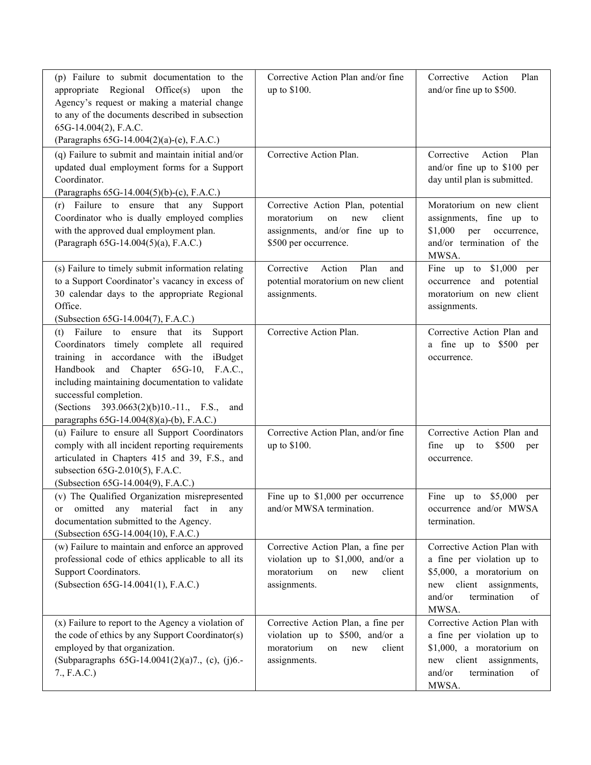| | | |
|---|---|---|
| (p) Failure to submit documentation to the appropriate Regional Office(s) upon the Agency's request or making a material change to any of the documents described in subsection 65G-14.004(2), F.A.C. (Paragraphs 65G-14.004(2)(a)-(e), F.A.C.) | Corrective Action Plan and/or fine up to $100. | Corrective Action Plan and/or fine up to $500. |
| (q) Failure to submit and maintain initial and/or updated dual employment forms for a Support Coordinator. (Paragraphs 65G-14.004(5)(b)-(c), F.A.C.) | Corrective Action Plan. | Corrective Action Plan and/or fine up to $100 per day until plan is submitted. |
| (r) Failure to ensure that any Support Coordinator who is dually employed complies with the approved dual employment plan. (Paragraph 65G-14.004(5)(a), F.A.C.) | Corrective Action Plan, potential moratorium on new client assignments, and/or fine up to $500 per occurrence. | Moratorium on new client assignments, fine up to $1,000 per occurrence, and/or termination of the MWSA. |
| (s) Failure to timely submit information relating to a Support Coordinator's vacancy in excess of 30 calendar days to the appropriate Regional Office. (Subsection 65G-14.004(7), F.A.C.) | Corrective Action Plan and potential moratorium on new client assignments. | Fine up to $1,000 per occurrence and potential moratorium on new client assignments. |
| (t) Failure to ensure that its Support Coordinators timely complete all required training in accordance with the iBudget Handbook and Chapter 65G-10, F.A.C., including maintaining documentation to validate successful completion. (Sections 393.0663(2)(b)10.-11., F.S., and paragraphs 65G-14.004(8)(a)-(b), F.A.C.) | Corrective Action Plan. | Corrective Action Plan and a fine up to $500 per occurrence. |
| (u) Failure to ensure all Support Coordinators comply with all incident reporting requirements articulated in Chapters 415 and 39, F.S., and subsection 65G-2.010(5), F.A.C. (Subsection 65G-14.004(9), F.A.C.) | Corrective Action Plan, and/or fine up to $100. | Corrective Action Plan and fine up to $500 per occurrence. |
| (v) The Qualified Organization misrepresented or omitted any material fact in any documentation submitted to the Agency. (Subsection 65G-14.004(10), F.A.C.) | Fine up to $1,000 per occurrence and/or MWSA termination. | Fine up to $5,000 per occurrence and/or MWSA termination. |
| (w) Failure to maintain and enforce an approved professional code of ethics applicable to all its Support Coordinators. (Subsection 65G-14.0041(1), F.A.C.) | Corrective Action Plan, a fine per violation up to $1,000, and/or a moratorium on new client assignments. | Corrective Action Plan with a fine per violation up to $5,000, a moratorium on new client assignments, and/or termination of MWSA. |
| (x) Failure to report to the Agency a violation of the code of ethics by any Support Coordinator(s) employed by that organization. (Subparagraphs 65G-14.0041(2)(a)7., (c), (j)6.-7., F.A.C.) | Corrective Action Plan, a fine per violation up to $500, and/or a moratorium on new client assignments. | Corrective Action Plan with a fine per violation up to $1,000, a moratorium on new client assignments, and/or termination of MWSA. |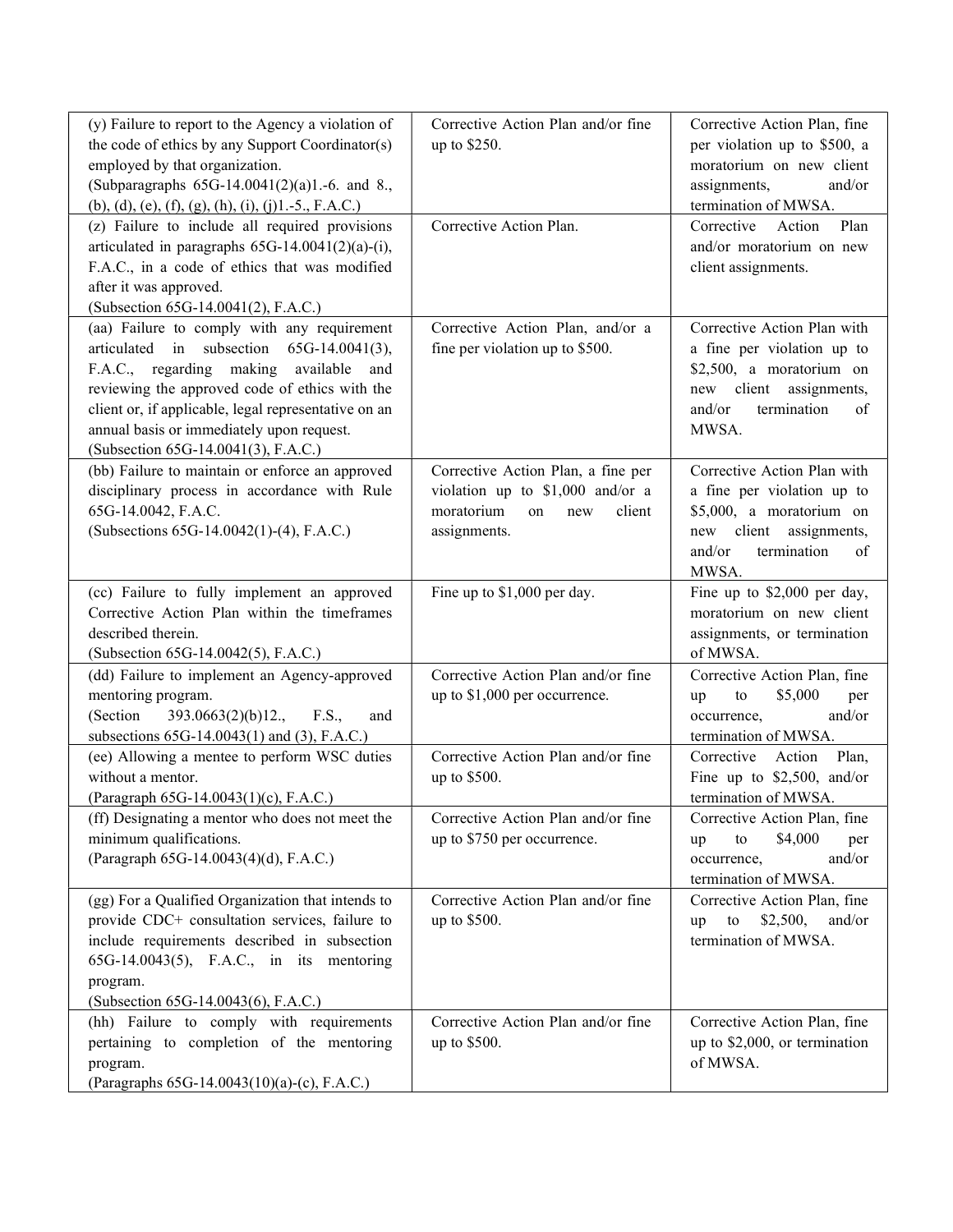| | | |
|---|---|---|
| (y) Failure to report to the Agency a violation of the code of ethics by any Support Coordinator(s) employed by that organization. (Subparagraphs 65G-14.0041(2)(a)1.-6. and 8., (b), (d), (e), (f), (g), (h), (i), (j)1.-5., F.A.C.) | Corrective Action Plan and/or fine up to $250. | Corrective Action Plan, fine per violation up to $500, a moratorium on new client assignments, and/or termination of MWSA. |
| (z) Failure to include all required provisions articulated in paragraphs 65G-14.0041(2)(a)-(i), F.A.C., in a code of ethics that was modified after it was approved. (Subsection 65G-14.0041(2), F.A.C.) | Corrective Action Plan. | Corrective Action Plan and/or moratorium on new client assignments. |
| (aa) Failure to comply with any requirement articulated in subsection 65G-14.0041(3), F.A.C., regarding making available and reviewing the approved code of ethics with the client or, if applicable, legal representative on an annual basis or immediately upon request. (Subsection 65G-14.0041(3), F.A.C.) | Corrective Action Plan, and/or a fine per violation up to $500. | Corrective Action Plan with a fine per violation up to $2,500, a moratorium on new client assignments, and/or termination of MWSA. |
| (bb) Failure to maintain or enforce an approved disciplinary process in accordance with Rule 65G-14.0042, F.A.C. (Subsections 65G-14.0042(1)-(4), F.A.C.) | Corrective Action Plan, a fine per violation up to $1,000 and/or a moratorium on new client assignments. | Corrective Action Plan with a fine per violation up to $5,000, a moratorium on new client assignments, and/or termination of MWSA. |
| (cc) Failure to fully implement an approved Corrective Action Plan within the timeframes described therein. (Subsection 65G-14.0042(5), F.A.C.) | Fine up to $1,000 per day. | Fine up to $2,000 per day, moratorium on new client assignments, or termination of MWSA. |
| (dd) Failure to implement an Agency-approved mentoring program. (Section 393.0663(2)(b)12., F.S., and subsections 65G-14.0043(1) and (3), F.A.C.) | Corrective Action Plan and/or fine up to $1,000 per occurrence. | Corrective Action Plan, fine up to $5,000 per occurrence, and/or termination of MWSA. |
| (ee) Allowing a mentee to perform WSC duties without a mentor. (Paragraph 65G-14.0043(1)(c), F.A.C.) | Corrective Action Plan and/or fine up to $500. | Corrective Action Plan, Fine up to $2,500, and/or termination of MWSA. |
| (ff) Designating a mentor who does not meet the minimum qualifications. (Paragraph 65G-14.0043(4)(d), F.A.C.) | Corrective Action Plan and/or fine up to $750 per occurrence. | Corrective Action Plan, fine up to $4,000 per occurrence, and/or termination of MWSA. |
| (gg) For a Qualified Organization that intends to provide CDC+ consultation services, failure to include requirements described in subsection 65G-14.0043(5), F.A.C., in its mentoring program. (Subsection 65G-14.0043(6), F.A.C.) | Corrective Action Plan and/or fine up to $500. | Corrective Action Plan, fine up to $2,500, and/or termination of MWSA. |
| (hh) Failure to comply with requirements pertaining to completion of the mentoring program. (Paragraphs 65G-14.0043(10)(a)-(c), F.A.C.) | Corrective Action Plan and/or fine up to $500. | Corrective Action Plan, fine up to $2,000, or termination of MWSA. |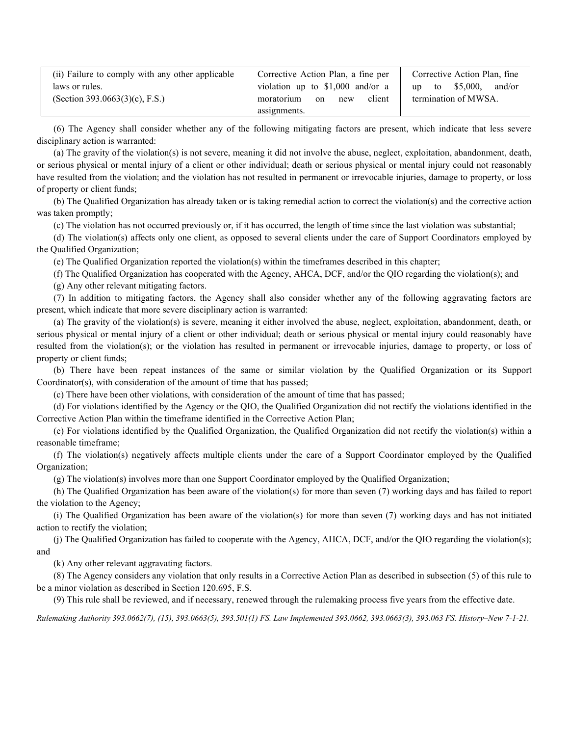| | | |
|---|---|---|
| (ii) Failure to comply with any other applicable laws or rules. (Section 393.0663(3)(c), F.S.) | Corrective Action Plan, a fine per violation up to $1,000 and/or a moratorium on new client assignments. | Corrective Action Plan, fine up to $5,000, and/or termination of MWSA. |

(6) The Agency shall consider whether any of the following mitigating factors are present, which indicate that less severe disciplinary action is warranted:

(a) The gravity of the violation(s) is not severe, meaning it did not involve the abuse, neglect, exploitation, abandonment, death, or serious physical or mental injury of a client or other individual; death or serious physical or mental injury could not reasonably have resulted from the violation; and the violation has not resulted in permanent or irrevocable injuries, damage to property, or loss of property or client funds;

(b) The Qualified Organization has already taken or is taking remedial action to correct the violation(s) and the corrective action was taken promptly;

(c) The violation has not occurred previously or, if it has occurred, the length of time since the last violation was substantial;

(d) The violation(s) affects only one client, as opposed to several clients under the care of Support Coordinators employed by the Qualified Organization;

(e) The Qualified Organization reported the violation(s) within the timeframes described in this chapter;

(f) The Qualified Organization has cooperated with the Agency, AHCA, DCF, and/or the QIO regarding the violation(s); and

(g) Any other relevant mitigating factors.

(7) In addition to mitigating factors, the Agency shall also consider whether any of the following aggravating factors are present, which indicate that more severe disciplinary action is warranted:

(a) The gravity of the violation(s) is severe, meaning it either involved the abuse, neglect, exploitation, abandonment, death, or serious physical or mental injury of a client or other individual; death or serious physical or mental injury could reasonably have resulted from the violation(s); or the violation has resulted in permanent or irrevocable injuries, damage to property, or loss of property or client funds;

(b) There have been repeat instances of the same or similar violation by the Qualified Organization or its Support Coordinator(s), with consideration of the amount of time that has passed;

(c) There have been other violations, with consideration of the amount of time that has passed;

(d) For violations identified by the Agency or the QIO, the Qualified Organization did not rectify the violations identified in the Corrective Action Plan within the timeframe identified in the Corrective Action Plan;

(e) For violations identified by the Qualified Organization, the Qualified Organization did not rectify the violation(s) within a reasonable timeframe;

(f) The violation(s) negatively affects multiple clients under the care of a Support Coordinator employed by the Qualified Organization;

(g) The violation(s) involves more than one Support Coordinator employed by the Qualified Organization;

(h) The Qualified Organization has been aware of the violation(s) for more than seven (7) working days and has failed to report the violation to the Agency;

(i) The Qualified Organization has been aware of the violation(s) for more than seven (7) working days and has not initiated action to rectify the violation;

(j) The Qualified Organization has failed to cooperate with the Agency, AHCA, DCF, and/or the QIO regarding the violation(s); and

(k) Any other relevant aggravating factors.

(8) The Agency considers any violation that only results in a Corrective Action Plan as described in subsection (5) of this rule to be a minor violation as described in Section 120.695, F.S.

(9) This rule shall be reviewed, and if necessary, renewed through the rulemaking process five years from the effective date.

*Rulemaking Authority 393.0662(7), (15), 393.0663(5), 393.501(1) FS. Law Implemented 393.0662, 393.0663(3), 393.063 FS. History–New 7-1-21.*